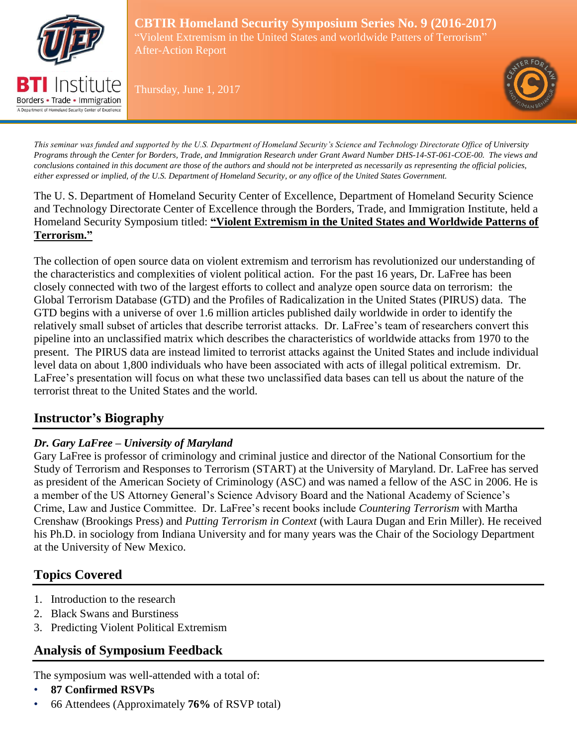# CBTIR Homeland Security Symposium Series No. 9 (2016-2017)

"Violent Extremism in the United States and worldwide Patters of Terrorism"

After-Action Report

Thursday, June 1, 2017

*This seminar was funded and supported by the U.S. Department of Homeland Security's Science and Technology Directorate Office of University Programs through the Center for Borders, Trade, and Immigration Research under Grant Award Number DHS-14-ST-061-COE-00. The views and conclusions contained in this document are those of the authors and should not be interpreted as necessarily as representing the official policies, either expressed or implied, of the U.S. Department of Homeland Security, or any office of the United States Government.*

The U. S. Department of Homeland Security Center of Excellence, Department of Homeland Security Science and Technology Directorate Center of Excellence through the Borders, Trade, and Immigration Institute, held a Homeland Security Symposium titled: **"Violent Extremism in the United States and Worldwide Patterns of Terrorism."**

The collection of open source data on violent extremism and terrorism has revolutionized our understanding of the characteristics and complexities of violent political action. For the past 16 years, Dr. LaFree has been closely connected with two of the largest efforts to collect and analyze open source data on terrorism: the Global Terrorism Database (GTD) and the Profiles of Radicalization in the United States (PIRUS) data. The GTD begins with a universe of over 1.6 million articles published daily worldwide in order to identify the relatively small subset of articles that describe terrorist attacks. Dr. LaFree's team of researchers convert this pipeline into an unclassified matrix which describes the characteristics of worldwide attacks from 1970 to the present. The PIRUS data are instead limited to terrorist attacks against the United States and include individual level data on about 1,800 individuals who have been associated with acts of illegal political extremism. Dr. LaFree's presentation will focus on what these two unclassified data bases can tell us about the nature of the terrorist threat to the United States and the world.

## Instructor's Biography

***Dr. Gary LaFree – University of Maryland***

Gary LaFree is professor of criminology and criminal justice and director of the National Consortium for the Study of Terrorism and Responses to Terrorism (START) at the University of Maryland. Dr. LaFree has served as president of the American Society of Criminology (ASC) and was named a fellow of the ASC in 2006. He is a member of the US Attorney General's Science Advisory Board and the National Academy of Science's Crime, Law and Justice Committee. Dr. LaFree's recent books include *Countering Terrorism* with Martha Crenshaw (Brookings Press) and *Putting Terrorism in Context* (with Laura Dugan and Erin Miller). He received his Ph.D. in sociology from Indiana University and for many years was the Chair of the Sociology Department at the University of New Mexico.

## Topics Covered

1. Introduction to the research
2. Black Swans and Burstiness
3. Predicting Violent Political Extremism

## Analysis of Symposium Feedback

The symposium was well-attended with a total of:

- **87 Confirmed RSVPs**
- 66 Attendees (Approximately **76%** of RSVP total)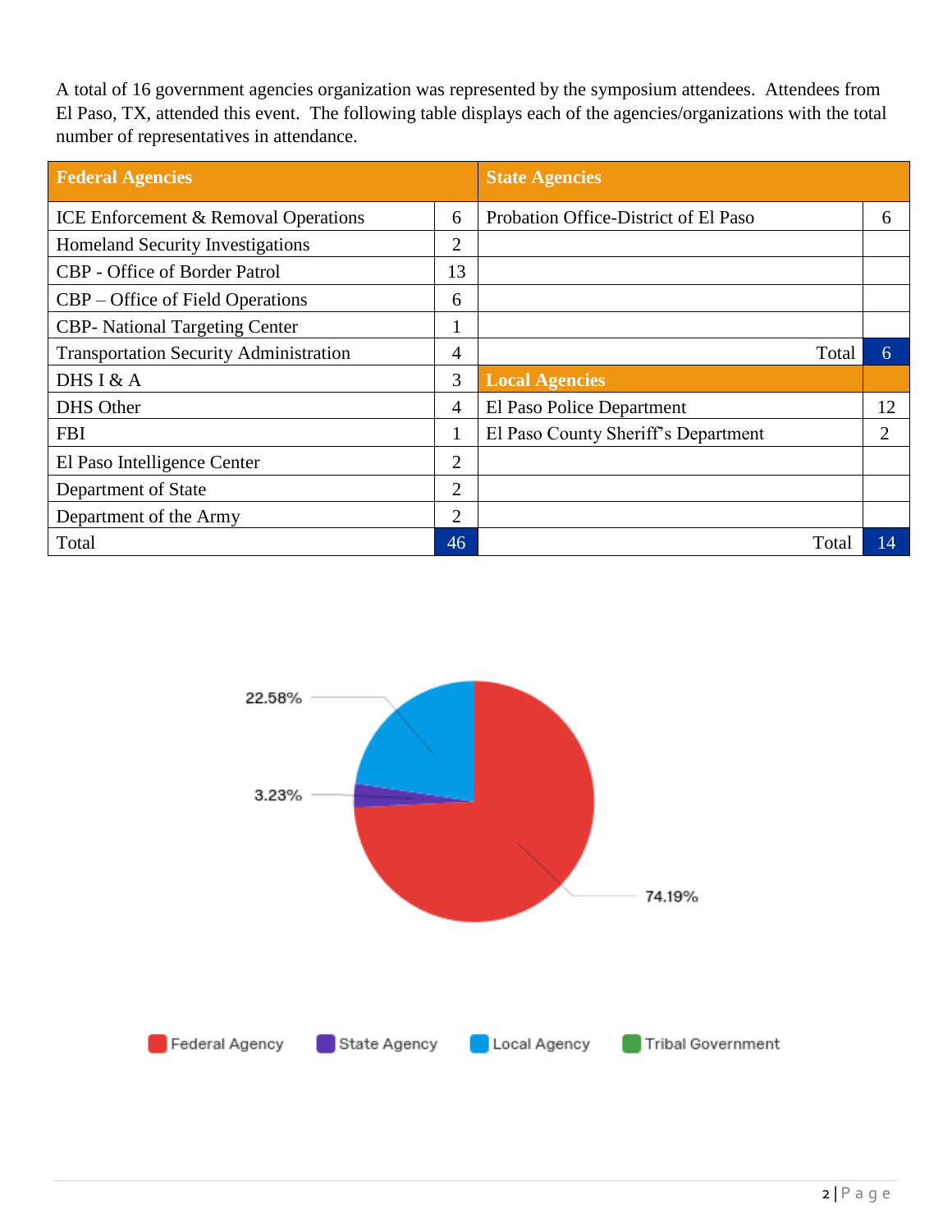A total of 16 government agencies organization was represented by the symposium attendees. Attendees from El Paso, TX, attended this event. The following table displays each of the agencies/organizations with the total number of representatives in attendance.

| **Federal Agencies** | | **State Agencies** | |
|---|---|---|---|
| ICE Enforcement & Removal Operations | 6 | Probation Office-District of El Paso | 6 |
| Homeland Security Investigations | 2 | | |
| CBP - Office of Border Patrol | 13 | | |
| CBP – Office of Field Operations | 6 | | |
| CBP- National Targeting Center | 1 | | |
| Transportation Security Administration | 4 | Total | 6 |
| DHS I & A | 3 | **Local Agencies** | |
| DHS Other | 4 | El Paso Police Department | 12 |
| FBI | 1 | El Paso County Sheriff's Department | 2 |
| El Paso Intelligence Center | 2 | | |
| Department of State | 2 | | |
| Department of the Army | 2 | | |
| Total | 46 | Total | 14 |

22.58%

3.23%

74.19%

Federal Agency | State Agency | Local Agency | Tribal Government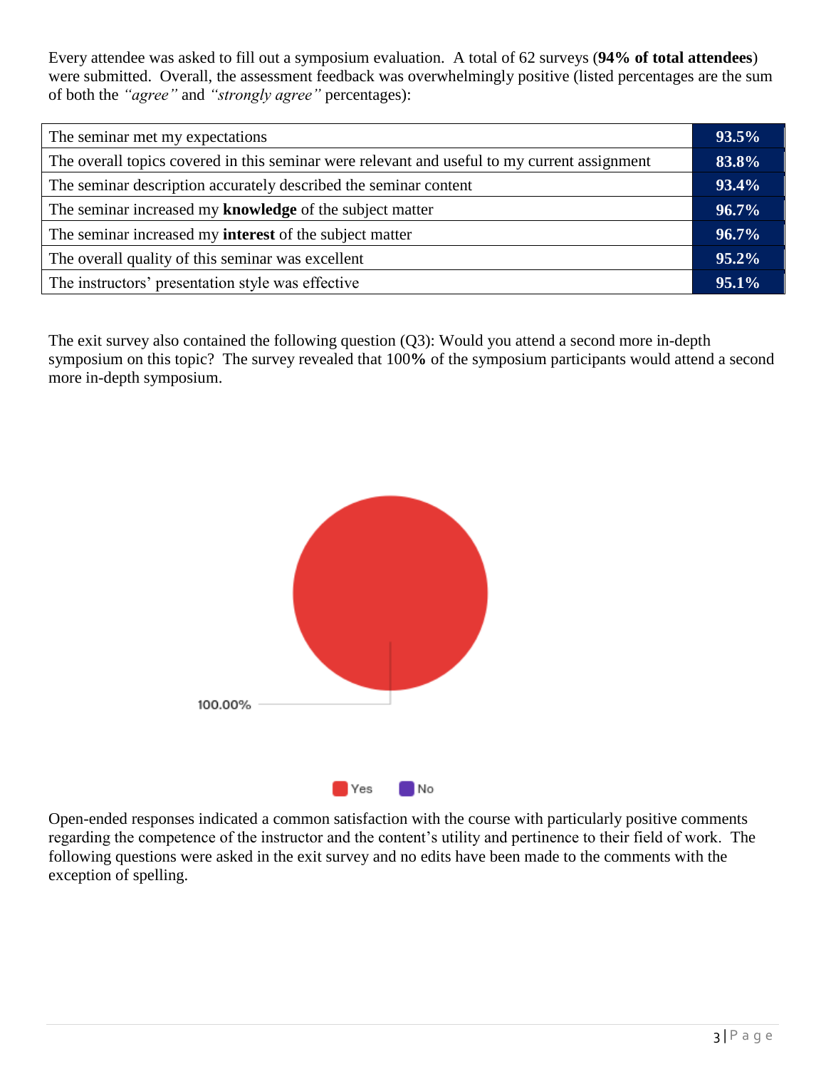Every attendee was asked to fill out a symposium evaluation. A total of 62 surveys (**94% of total attendees**) were submitted. Overall, the assessment feedback was overwhelmingly positive (listed percentages are the sum of both the *"agree"* and *"strongly agree"* percentages):

| | |
|---|---|
| The seminar met my expectations | **93.5%** |
| The overall topics covered in this seminar were relevant and useful to my current assignment | **83.8%** |
| The seminar description accurately described the seminar content | **93.4%** |
| The seminar increased my **knowledge** of the subject matter | **96.7%** |
| The seminar increased my **interest** of the subject matter | **96.7%** |
| The overall quality of this seminar was excellent | **95.2%** |
| The instructors' presentation style was effective | **95.1%** |

The exit survey also contained the following question (Q3): Would you attend a second more in-depth symposium on this topic? The survey revealed that 100**%** of the symposium participants would attend a second more in-depth symposium.

100.00%

Yes No

Open-ended responses indicated a common satisfaction with the course with particularly positive comments regarding the competence of the instructor and the content's utility and pertinence to their field of work. The following questions were asked in the exit survey and no edits have been made to the comments with the exception of spelling.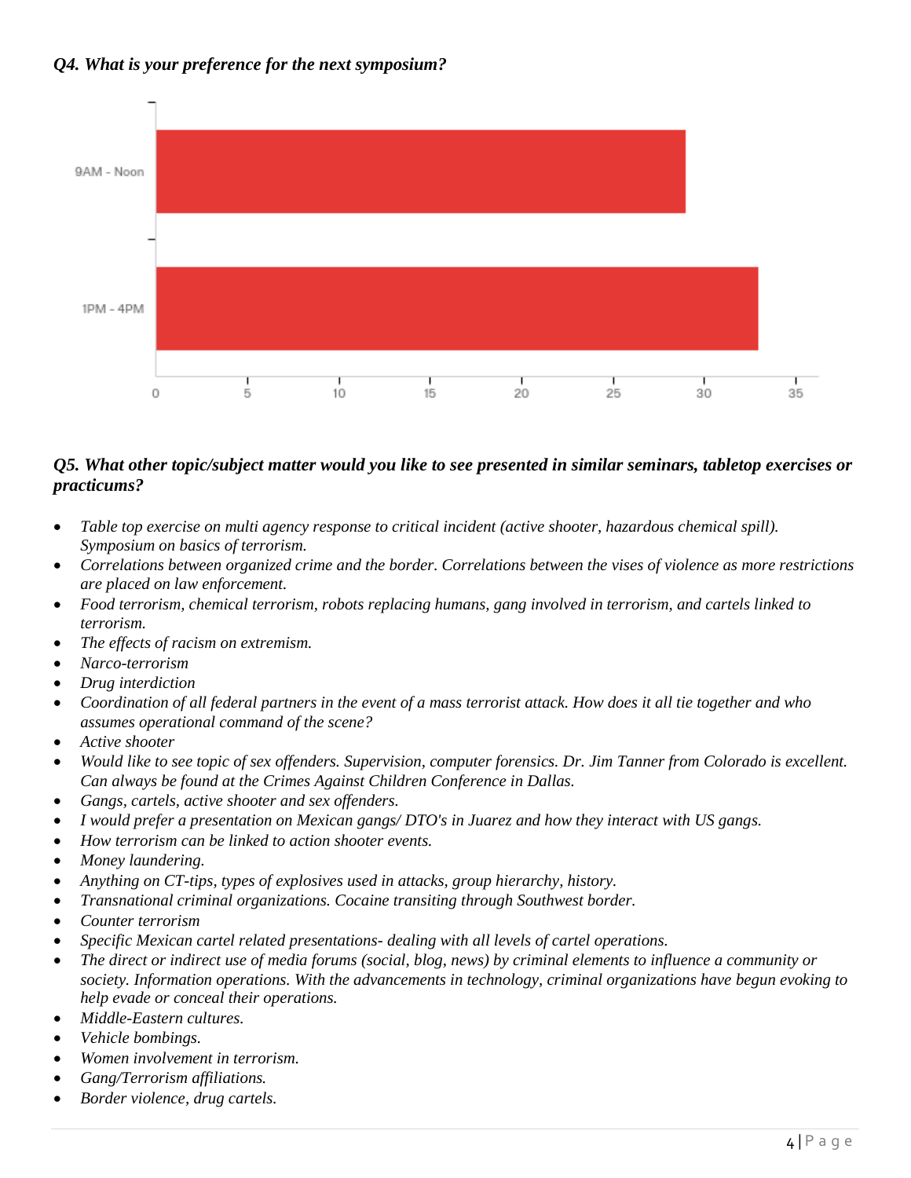***Q4. What is your preference for the next symposium?***

| Time | Responses (approx.) |
| --- | --- |
| 9AM - Noon | 29 |
| 1PM - 4PM | 33 |

***Q5. What other topic/subject matter would you like to see presented in similar seminars, tabletop exercises or practicums?***

- *Table top exercise on multi agency response to critical incident (active shooter, hazardous chemical spill). Symposium on basics of terrorism.*
- *Correlations between organized crime and the border. Correlations between the vises of violence as more restrictions are placed on law enforcement.*
- *Food terrorism, chemical terrorism, robots replacing humans, gang involved in terrorism, and cartels linked to terrorism.*
- *The effects of racism on extremism.*
- *Narco-terrorism*
- *Drug interdiction*
- *Coordination of all federal partners in the event of a mass terrorist attack. How does it all tie together and who assumes operational command of the scene?*
- *Active shooter*
- *Would like to see topic of sex offenders. Supervision, computer forensics. Dr. Jim Tanner from Colorado is excellent. Can always be found at the Crimes Against Children Conference in Dallas.*
- *Gangs, cartels, active shooter and sex offenders.*
- *I would prefer a presentation on Mexican gangs/ DTO's in Juarez and how they interact with US gangs.*
- *How terrorism can be linked to action shooter events.*
- *Money laundering.*
- *Anything on CT-tips, types of explosives used in attacks, group hierarchy, history.*
- *Transnational criminal organizations. Cocaine transiting through Southwest border.*
- *Counter terrorism*
- *Specific Mexican cartel related presentations- dealing with all levels of cartel operations.*
- *The direct or indirect use of media forums (social, blog, news) by criminal elements to influence a community or society. Information operations. With the advancements in technology, criminal organizations have begun evoking to help evade or conceal their operations.*
- *Middle-Eastern cultures.*
- *Vehicle bombings.*
- *Women involvement in terrorism.*
- *Gang/Terrorism affiliations.*
- *Border violence, drug cartels.*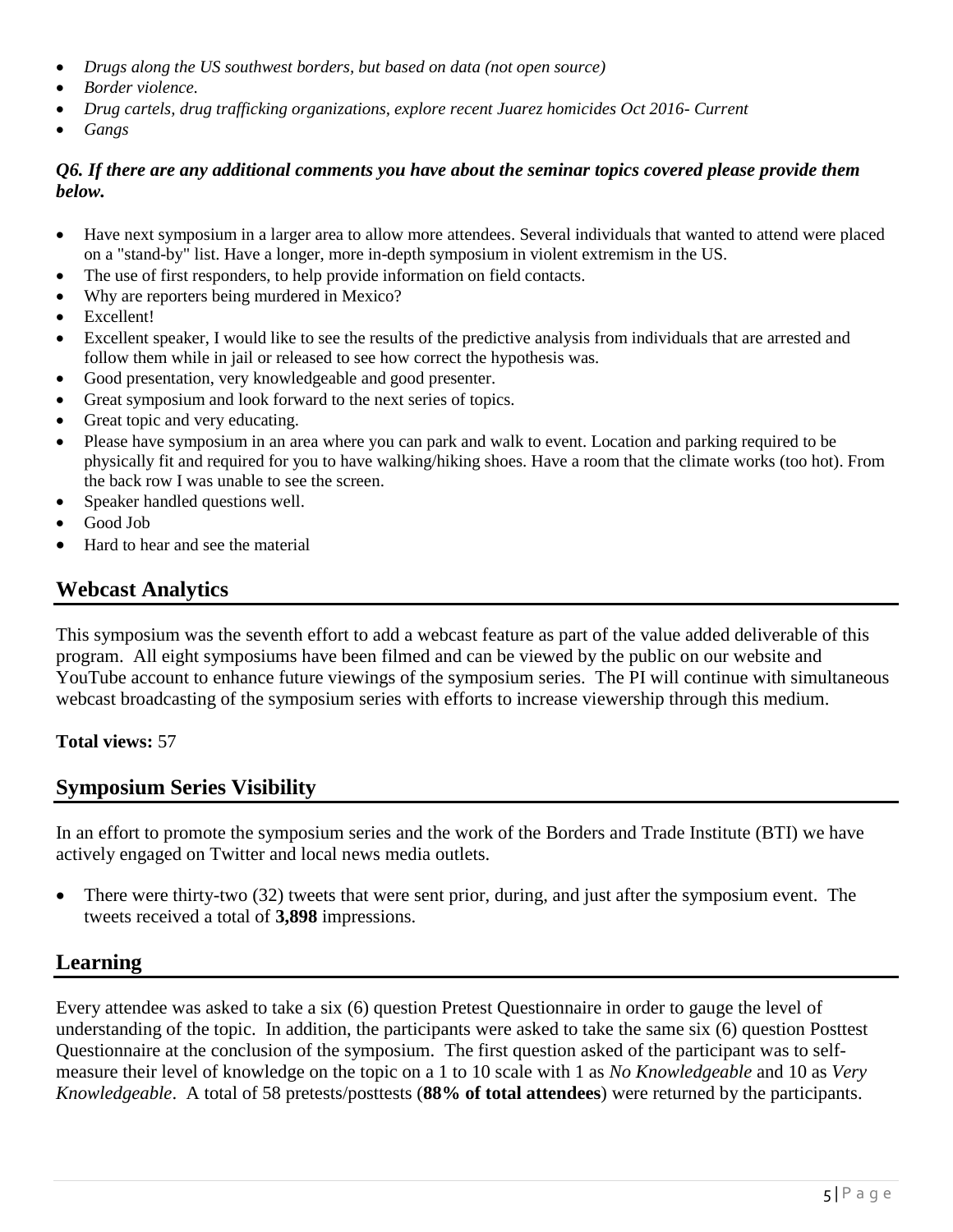- *Drugs along the US southwest borders, but based on data (not open source)*
- *Border violence.*
- *Drug cartels, drug trafficking organizations, explore recent Juarez homicides Oct 2016- Current*
- *Gangs*

***Q6. If there are any additional comments you have about the seminar topics covered please provide them below.***

- Have next symposium in a larger area to allow more attendees. Several individuals that wanted to attend were placed on a "stand-by" list. Have a longer, more in-depth symposium in violent extremism in the US.
- The use of first responders, to help provide information on field contacts.
- Why are reporters being murdered in Mexico?
- Excellent!
- Excellent speaker, I would like to see the results of the predictive analysis from individuals that are arrested and follow them while in jail or released to see how correct the hypothesis was.
- Good presentation, very knowledgeable and good presenter.
- Great symposium and look forward to the next series of topics.
- Great topic and very educating.
- Please have symposium in an area where you can park and walk to event. Location and parking required to be physically fit and required for you to have walking/hiking shoes. Have a room that the climate works (too hot). From the back row I was unable to see the screen.
- Speaker handled questions well.
- Good Job
- Hard to hear and see the material

## Webcast Analytics

This symposium was the seventh effort to add a webcast feature as part of the value added deliverable of this program. All eight symposiums have been filmed and can be viewed by the public on our website and YouTube account to enhance future viewings of the symposium series. The PI will continue with simultaneous webcast broadcasting of the symposium series with efforts to increase viewership through this medium.

**Total views:** 57

## Symposium Series Visibility

In an effort to promote the symposium series and the work of the Borders and Trade Institute (BTI) we have actively engaged on Twitter and local news media outlets.

- There were thirty-two (32) tweets that were sent prior, during, and just after the symposium event. The tweets received a total of **3,898** impressions.

## Learning

Every attendee was asked to take a six (6) question Pretest Questionnaire in order to gauge the level of understanding of the topic. In addition, the participants were asked to take the same six (6) question Posttest Questionnaire at the conclusion of the symposium. The first question asked of the participant was to self-measure their level of knowledge on the topic on a 1 to 10 scale with 1 as *No Knowledgeable* and 10 as *Very Knowledgeable*. A total of 58 pretests/posttests (**88% of total attendees**) were returned by the participants.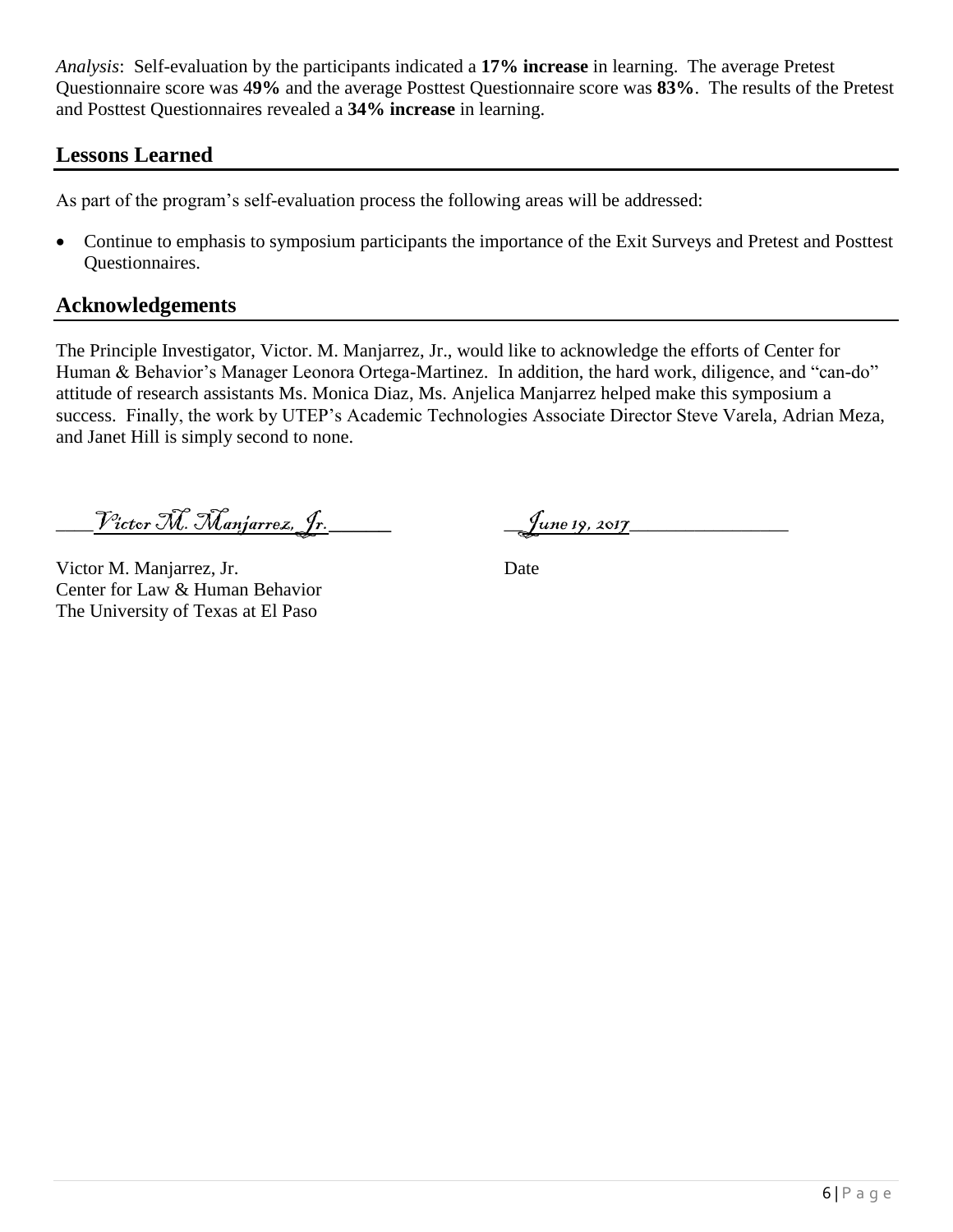*Analysis*: Self-evaluation by the participants indicated a **17% increase** in learning. The average Pretest Questionnaire score was 4**9%** and the average Posttest Questionnaire score was **83%**. The results of the Pretest and Posttest Questionnaires revealed a **34% increase** in learning.

## Lessons Learned

As part of the program's self-evaluation process the following areas will be addressed:

- Continue to emphasis to symposium participants the importance of the Exit Surveys and Pretest and Posttest Questionnaires.

## Acknowledgements

The Principle Investigator, Victor. M. Manjarrez, Jr., would like to acknowledge the efforts of Center for Human & Behavior's Manager Leonora Ortega-Martinez. In addition, the hard work, diligence, and "can-do" attitude of research assistants Ms. Monica Diaz, Ms. Anjelica Manjarrez helped make this symposium a success. Finally, the work by UTEP's Academic Technologies Associate Director Steve Varela, Adrian Meza, and Janet Hill is simply second to none.

*Victor M. Manjarrez, Jr.* &nbsp;&nbsp;&nbsp;&nbsp; *June 19, 2017*

Victor M. Manjarrez, Jr. &nbsp;&nbsp;&nbsp;&nbsp; Date
Center for Law & Human Behavior
The University of Texas at El Paso